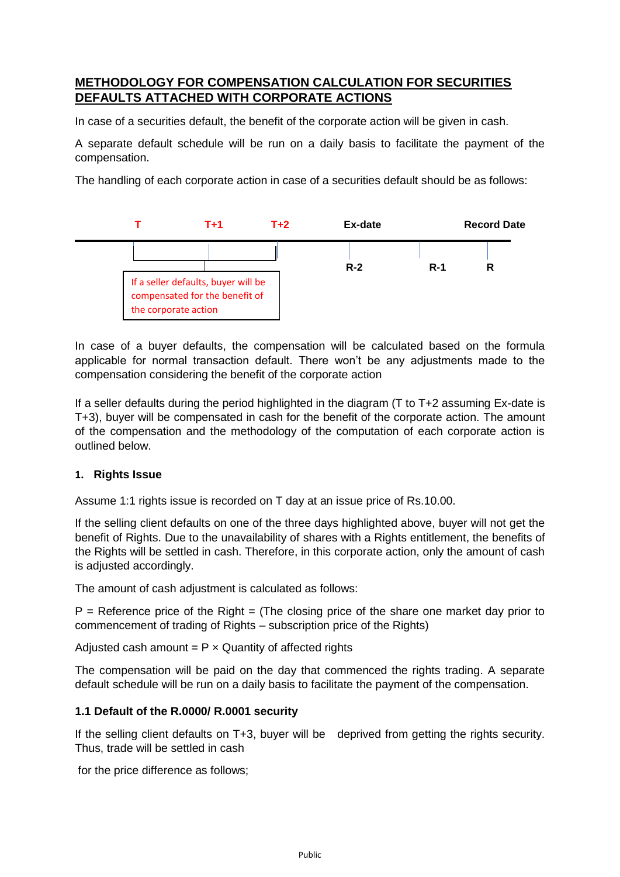## METHODOLOGY FOR COMPENSATION CALCULATION FOR SECURITIES DEFAULTS ATTACHED WITH CORPORATE ACTIONS

In case of a securities default, the benefit of the corporate action will be given in cash.

A separate default schedule will be run on a daily basis to facilitate the payment of the compensation.

The handling of each corporate action in case of a securities default should be as follows:

| T | T+1 | T+2 | Ex-date | | Record Date |
|---|---|---|---|---|---|
| | | | R-2 | R-1 | R |

If a seller defaults, buyer will be compensated for the benefit of the corporate action

In case of a buyer defaults, the compensation will be calculated based on the formula applicable for normal transaction default. There won't be any adjustments made to the compensation considering the benefit of the corporate action

If a seller defaults during the period highlighted in the diagram (T to T+2 assuming Ex-date is T+3), buyer will be compensated in cash for the benefit of the corporate action. The amount of the compensation and the methodology of the computation of each corporate action is outlined below.

### 1. Rights Issue

Assume 1:1 rights issue is recorded on T day at an issue price of Rs.10.00.

If the selling client defaults on one of the three days highlighted above, buyer will not get the benefit of Rights. Due to the unavailability of shares with a Rights entitlement, the benefits of the Rights will be settled in cash. Therefore, in this corporate action, only the amount of cash is adjusted accordingly.

The amount of cash adjustment is calculated as follows:

P = Reference price of the Right = (The closing price of the share one market day prior to commencement of trading of Rights – subscription price of the Rights)

Adjusted cash amount = P × Quantity of affected rights

The compensation will be paid on the day that commenced the rights trading. A separate default schedule will be run on a daily basis to facilitate the payment of the compensation.

#### 1.1 Default of the R.0000/ R.0001 security

If the selling client defaults on T+3, buyer will be deprived from getting the rights security. Thus, trade will be settled in cash

for the price difference as follows;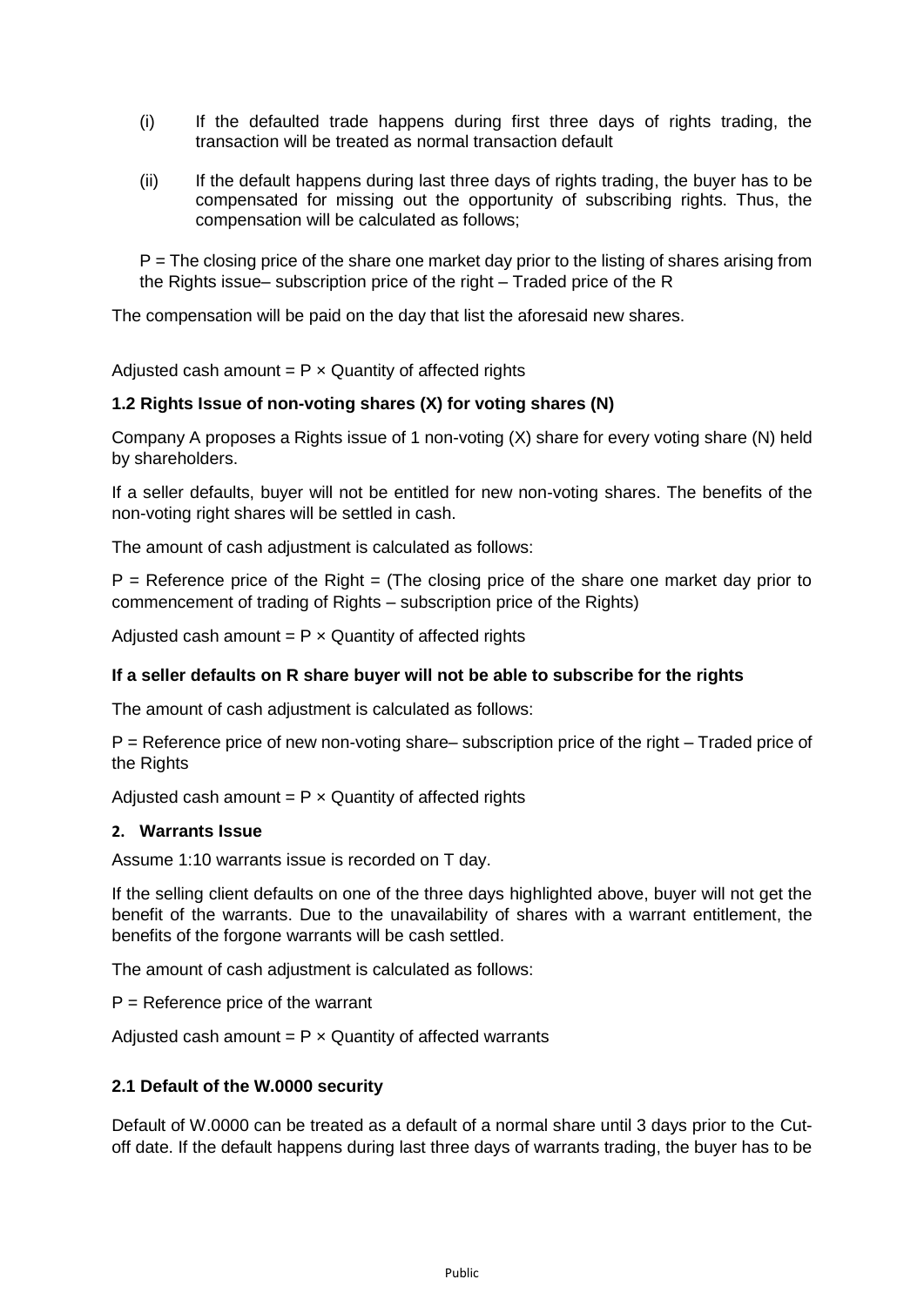(i) If the defaulted trade happens during first three days of rights trading, the transaction will be treated as normal transaction default

(ii) If the default happens during last three days of rights trading, the buyer has to be compensated for missing out the opportunity of subscribing rights. Thus, the compensation will be calculated as follows;

P = The closing price of the share one market day prior to the listing of shares arising from the Rights issue– subscription price of the right – Traded price of the R

The compensation will be paid on the day that list the aforesaid new shares.

Adjusted cash amount = P × Quantity of affected rights

### 1.2 Rights Issue of non-voting shares (X) for voting shares (N)

Company A proposes a Rights issue of 1 non-voting (X) share for every voting share (N) held by shareholders.

If a seller defaults, buyer will not be entitled for new non-voting shares. The benefits of the non-voting right shares will be settled in cash.

The amount of cash adjustment is calculated as follows:

P = Reference price of the Right = (The closing price of the share one market day prior to commencement of trading of Rights – subscription price of the Rights)

Adjusted cash amount = P × Quantity of affected rights

**If a seller defaults on R share buyer will not be able to subscribe for the rights**

The amount of cash adjustment is calculated as follows:

P = Reference price of new non-voting share– subscription price of the right – Traded price of the Rights

Adjusted cash amount = P × Quantity of affected rights

## 2. Warrants Issue

Assume 1:10 warrants issue is recorded on T day.

If the selling client defaults on one of the three days highlighted above, buyer will not get the benefit of the warrants. Due to the unavailability of shares with a warrant entitlement, the benefits of the forgone warrants will be cash settled.

The amount of cash adjustment is calculated as follows:

P = Reference price of the warrant

Adjusted cash amount = P × Quantity of affected warrants

### 2.1 Default of the W.0000 security

Default of W.0000 can be treated as a default of a normal share until 3 days prior to the Cut-off date. If the default happens during last three days of warrants trading, the buyer has to be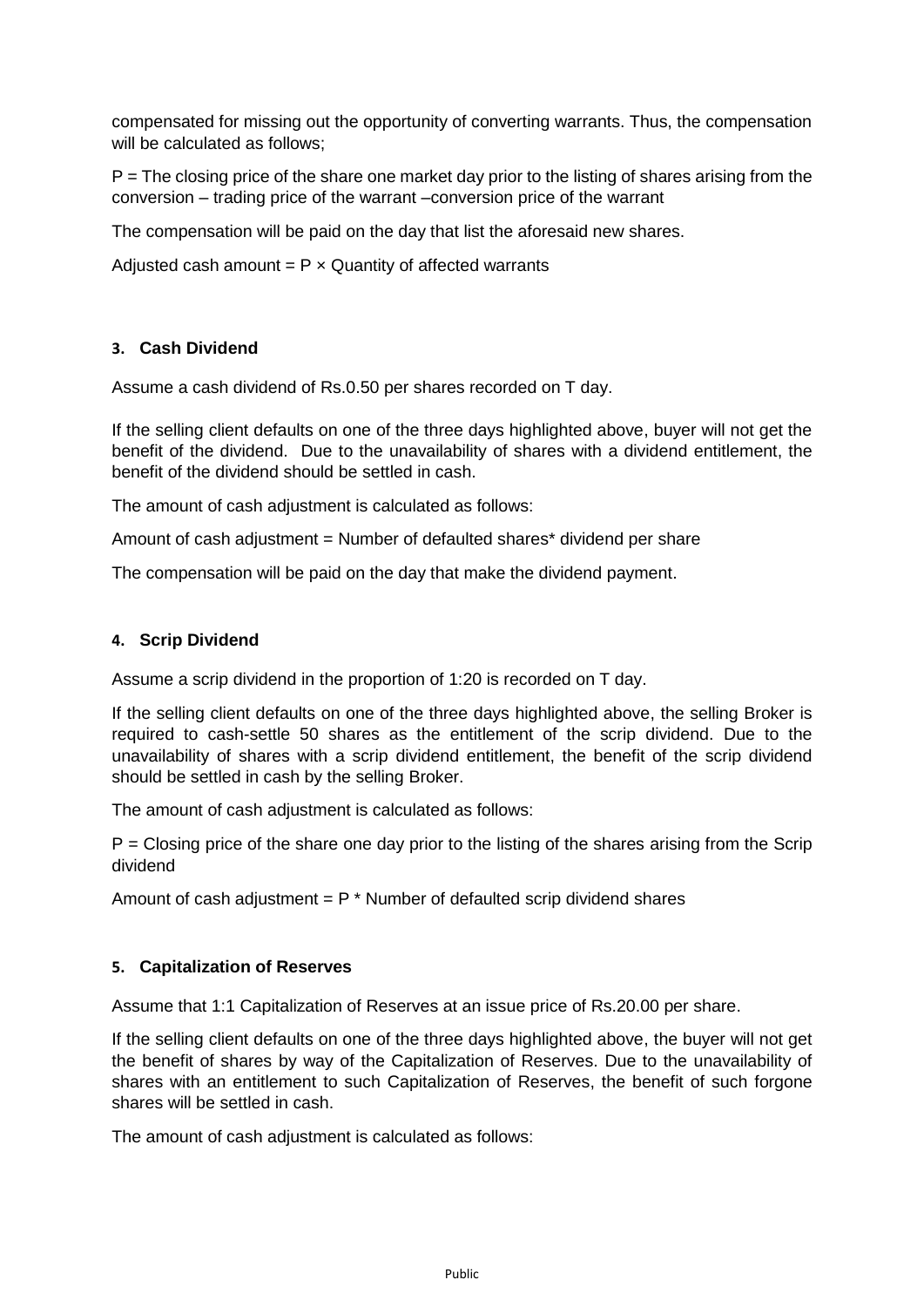compensated for missing out the opportunity of converting warrants. Thus, the compensation will be calculated as follows;

P = The closing price of the share one market day prior to the listing of shares arising from the conversion – trading price of the warrant –conversion price of the warrant

The compensation will be paid on the day that list the aforesaid new shares.

Adjusted cash amount = P × Quantity of affected warrants

### 3. Cash Dividend

Assume a cash dividend of Rs.0.50 per shares recorded on T day.

If the selling client defaults on one of the three days highlighted above, buyer will not get the benefit of the dividend. Due to the unavailability of shares with a dividend entitlement, the benefit of the dividend should be settled in cash.

The amount of cash adjustment is calculated as follows:

Amount of cash adjustment = Number of defaulted shares* dividend per share

The compensation will be paid on the day that make the dividend payment.

### 4. Scrip Dividend

Assume a scrip dividend in the proportion of 1:20 is recorded on T day.

If the selling client defaults on one of the three days highlighted above, the selling Broker is required to cash-settle 50 shares as the entitlement of the scrip dividend. Due to the unavailability of shares with a scrip dividend entitlement, the benefit of the scrip dividend should be settled in cash by the selling Broker.

The amount of cash adjustment is calculated as follows:

P = Closing price of the share one day prior to the listing of the shares arising from the Scrip dividend

Amount of cash adjustment = P * Number of defaulted scrip dividend shares

### 5. Capitalization of Reserves

Assume that 1:1 Capitalization of Reserves at an issue price of Rs.20.00 per share.

If the selling client defaults on one of the three days highlighted above, the buyer will not get the benefit of shares by way of the Capitalization of Reserves. Due to the unavailability of shares with an entitlement to such Capitalization of Reserves, the benefit of such forgone shares will be settled in cash.

The amount of cash adjustment is calculated as follows: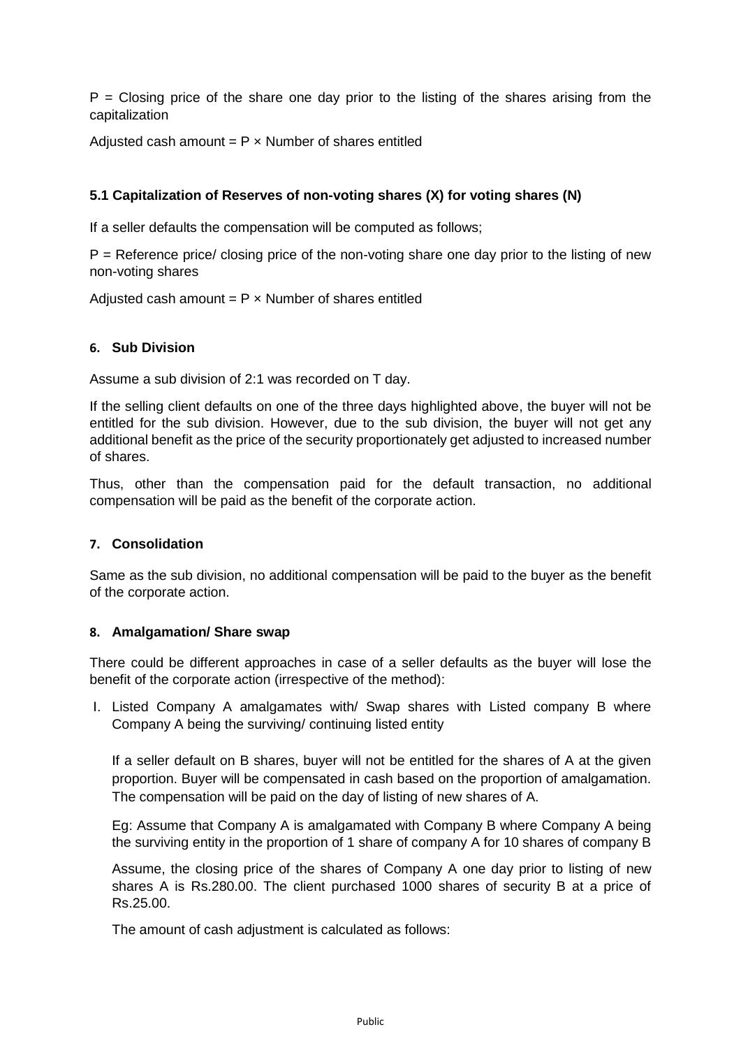P = Closing price of the share one day prior to the listing of the shares arising from the capitalization

Adjusted cash amount = P × Number of shares entitled

### 5.1 Capitalization of Reserves of non-voting shares (X) for voting shares (N)

If a seller defaults the compensation will be computed as follows;

P = Reference price/ closing price of the non-voting share one day prior to the listing of new non-voting shares

Adjusted cash amount = P × Number of shares entitled

### 6. Sub Division

Assume a sub division of 2:1 was recorded on T day.

If the selling client defaults on one of the three days highlighted above, the buyer will not be entitled for the sub division. However, due to the sub division, the buyer will not get any additional benefit as the price of the security proportionately get adjusted to increased number of shares.

Thus, other than the compensation paid for the default transaction, no additional compensation will be paid as the benefit of the corporate action.

### 7. Consolidation

Same as the sub division, no additional compensation will be paid to the buyer as the benefit of the corporate action.

### 8. Amalgamation/ Share swap

There could be different approaches in case of a seller defaults as the buyer will lose the benefit of the corporate action (irrespective of the method):

I. Listed Company A amalgamates with/ Swap shares with Listed company B where Company A being the surviving/ continuing listed entity

   If a seller default on B shares, buyer will not be entitled for the shares of A at the given proportion. Buyer will be compensated in cash based on the proportion of amalgamation. The compensation will be paid on the day of listing of new shares of A.

   Eg: Assume that Company A is amalgamated with Company B where Company A being the surviving entity in the proportion of 1 share of company A for 10 shares of company B

   Assume, the closing price of the shares of Company A one day prior to listing of new shares A is Rs.280.00. The client purchased 1000 shares of security B at a price of Rs.25.00.

   The amount of cash adjustment is calculated as follows: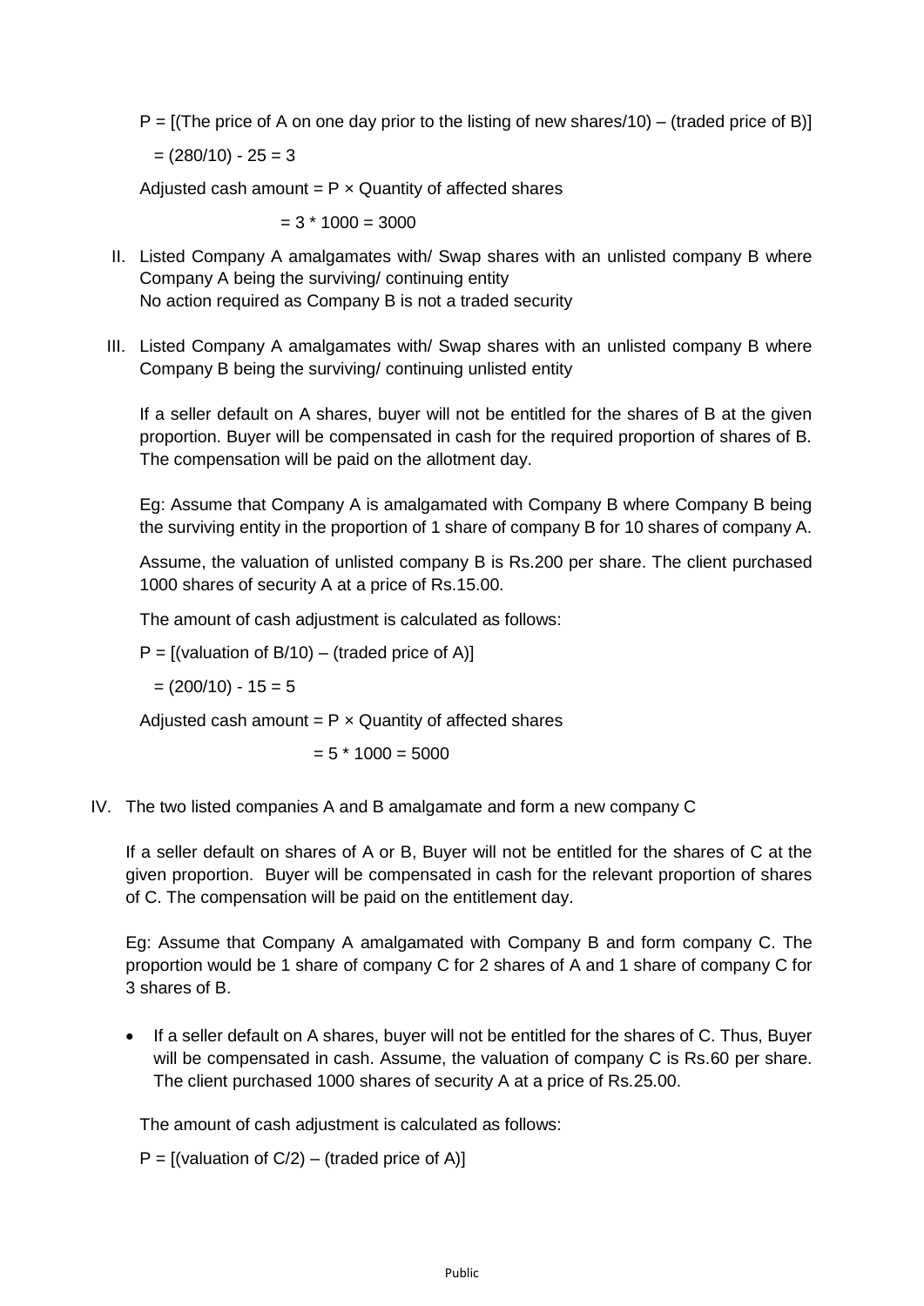P = [(The price of A on one day prior to the listing of new shares/10) – (traded price of B)]

= (280/10) - 25 = 3

Adjusted cash amount = P × Quantity of affected shares

= 3 * 1000 = 3000

II. Listed Company A amalgamates with/ Swap shares with an unlisted company B where Company A being the surviving/ continuing entity
No action required as Company B is not a traded security

III. Listed Company A amalgamates with/ Swap shares with an unlisted company B where Company B being the surviving/ continuing unlisted entity

If a seller default on A shares, buyer will not be entitled for the shares of B at the given proportion. Buyer will be compensated in cash for the required proportion of shares of B. The compensation will be paid on the allotment day.

Eg: Assume that Company A is amalgamated with Company B where Company B being the surviving entity in the proportion of 1 share of company B for 10 shares of company A.

Assume, the valuation of unlisted company B is Rs.200 per share. The client purchased 1000 shares of security A at a price of Rs.15.00.

The amount of cash adjustment is calculated as follows:

P = [(valuation of B/10) – (traded price of A)]

= (200/10) - 15 = 5

Adjusted cash amount = P × Quantity of affected shares

= 5 * 1000 = 5000

IV. The two listed companies A and B amalgamate and form a new company C

If a seller default on shares of A or B, Buyer will not be entitled for the shares of C at the given proportion. Buyer will be compensated in cash for the relevant proportion of shares of C. The compensation will be paid on the entitlement day.

Eg: Assume that Company A amalgamated with Company B and form company C. The proportion would be 1 share of company C for 2 shares of A and 1 share of company C for 3 shares of B.

- If a seller default on A shares, buyer will not be entitled for the shares of C. Thus, Buyer will be compensated in cash. Assume, the valuation of company C is Rs.60 per share. The client purchased 1000 shares of security A at a price of Rs.25.00.

The amount of cash adjustment is calculated as follows:

P = [(valuation of C/2) – (traded price of A)]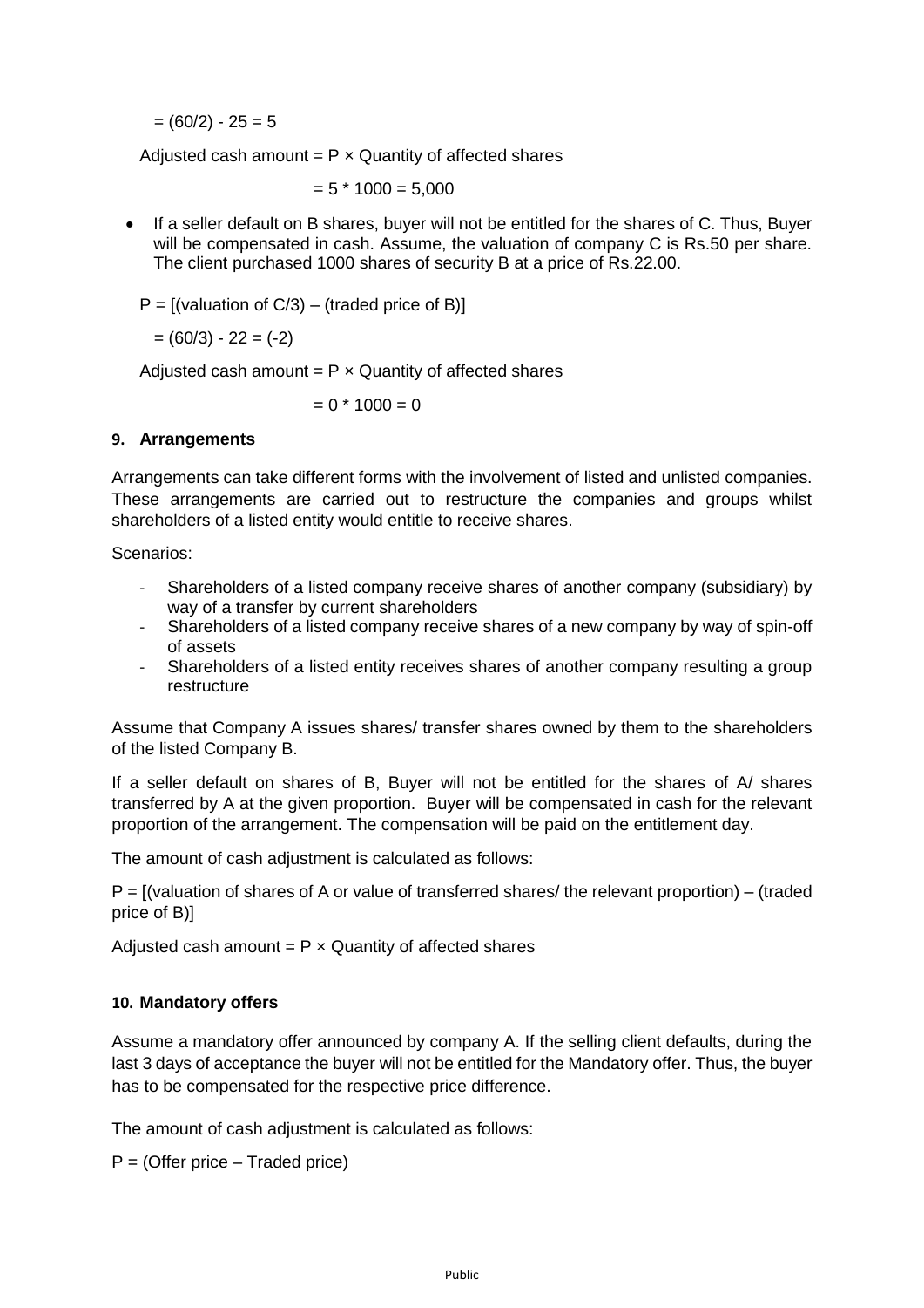$= (60/2) - 25 = 5$

Adjusted cash amount = P × Quantity of affected shares

$= 5 * 1000 = 5{,}000$

- If a seller default on B shares, buyer will not be entitled for the shares of C. Thus, Buyer will be compensated in cash. Assume, the valuation of company C is Rs.50 per share. The client purchased 1000 shares of security B at a price of Rs.22.00.

P = [(valuation of C/3) – (traded price of B)]

$= (60/3) - 22 = (-2)$

Adjusted cash amount = P × Quantity of affected shares

$= 0 * 1000 = 0$

### 9. Arrangements

Arrangements can take different forms with the involvement of listed and unlisted companies. These arrangements are carried out to restructure the companies and groups whilst shareholders of a listed entity would entitle to receive shares.

Scenarios:

- Shareholders of a listed company receive shares of another company (subsidiary) by way of a transfer by current shareholders
- Shareholders of a listed company receive shares of a new company by way of spin-off of assets
- Shareholders of a listed entity receives shares of another company resulting a group restructure

Assume that Company A issues shares/ transfer shares owned by them to the shareholders of the listed Company B.

If a seller default on shares of B, Buyer will not be entitled for the shares of A/ shares transferred by A at the given proportion. Buyer will be compensated in cash for the relevant proportion of the arrangement. The compensation will be paid on the entitlement day.

The amount of cash adjustment is calculated as follows:

P = [(valuation of shares of A or value of transferred shares/ the relevant proportion) – (traded price of B)]

Adjusted cash amount = P × Quantity of affected shares

### 10. Mandatory offers

Assume a mandatory offer announced by company A. If the selling client defaults, during the last 3 days of acceptance the buyer will not be entitled for the Mandatory offer. Thus, the buyer has to be compensated for the respective price difference.

The amount of cash adjustment is calculated as follows:

P = (Offer price – Traded price)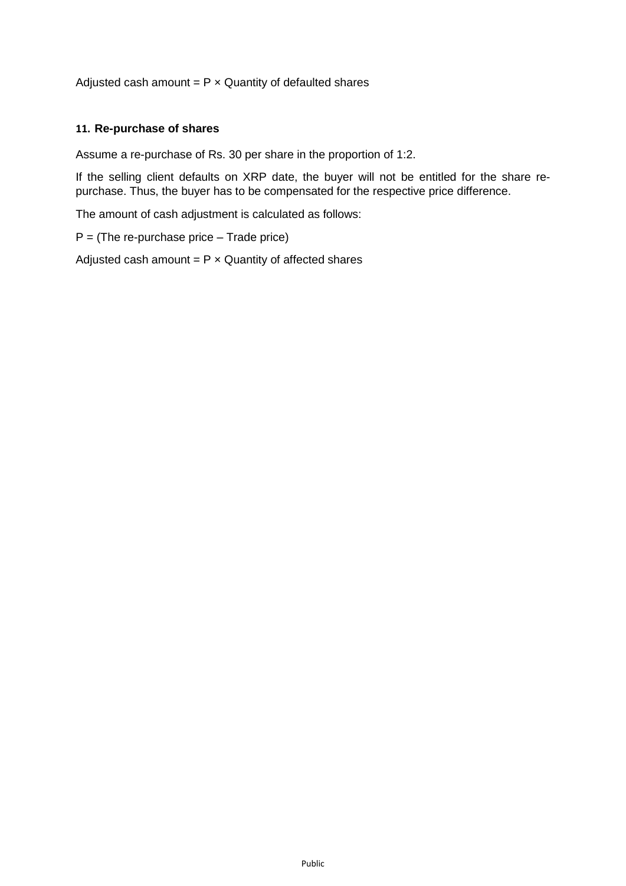Adjusted cash amount = P × Quantity of defaulted shares

## 11. Re-purchase of shares

Assume a re-purchase of Rs. 30 per share in the proportion of 1:2.

If the selling client defaults on XRP date, the buyer will not be entitled for the share re-purchase. Thus, the buyer has to be compensated for the respective price difference.

The amount of cash adjustment is calculated as follows:

P = (The re-purchase price – Trade price)

Adjusted cash amount = P × Quantity of affected shares